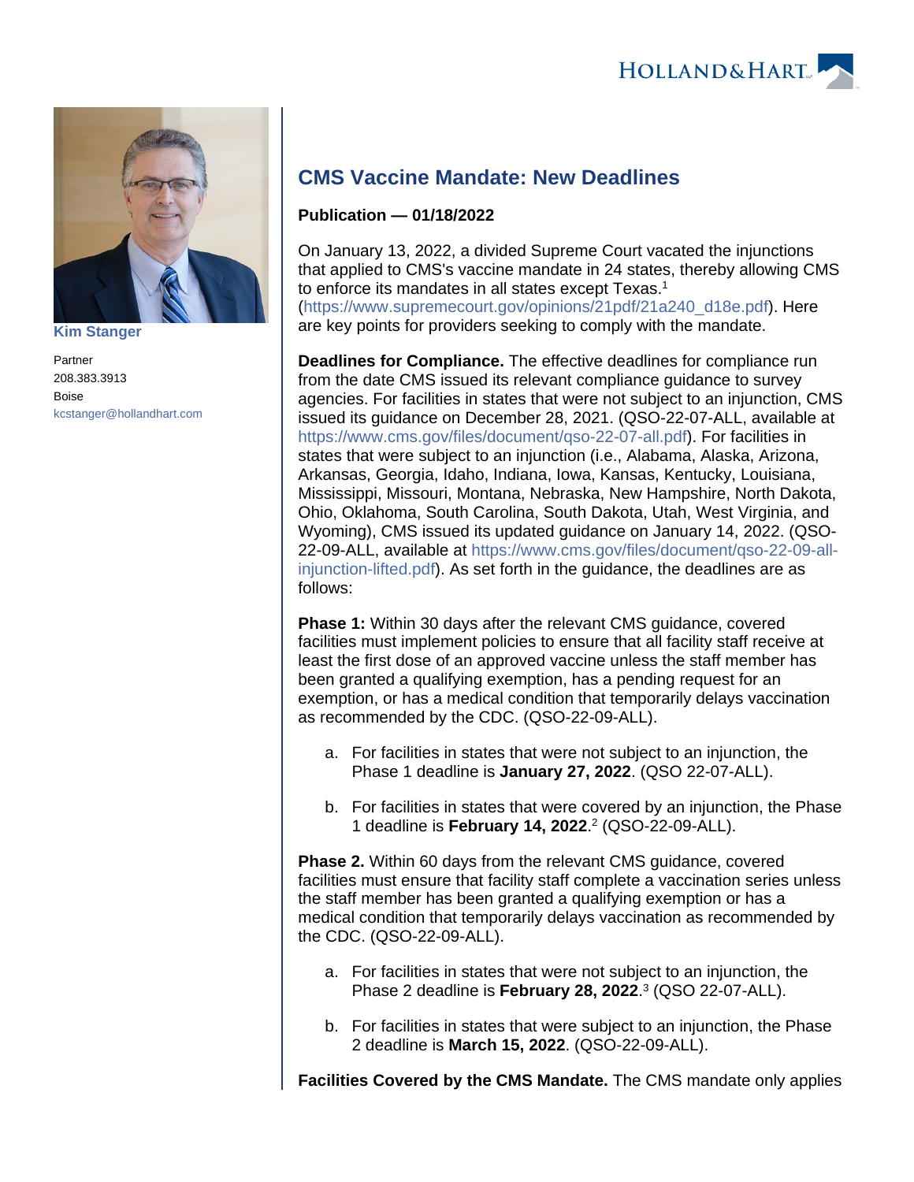Kim Stanger

Partner

208.383.3913

Boise

kcstanger@hollandhart.com

# CMS Vaccine Mandate: New Deadlines

**Publication — 01/18/2022**

On January 13, 2022, a divided Supreme Court vacated the injunctions that applied to CMS's vaccine mandate in 24 states, thereby allowing CMS to enforce its mandates in all states except Texas.[1] (https://www.supremecourt.gov/opinions/21pdf/21a240_d18e.pdf). Here are key points for providers seeking to comply with the mandate.

**Deadlines for Compliance.** The effective deadlines for compliance run from the date CMS issued its relevant compliance guidance to survey agencies. For facilities in states that were not subject to an injunction, CMS issued its guidance on December 28, 2021. (QSO-22-07-ALL, available at https://www.cms.gov/files/document/qso-22-07-all.pdf). For facilities in states that were subject to an injunction (i.e., Alabama, Alaska, Arizona, Arkansas, Georgia, Idaho, Indiana, Iowa, Kansas, Kentucky, Louisiana, Mississippi, Missouri, Montana, Nebraska, New Hampshire, North Dakota, Ohio, Oklahoma, South Carolina, South Dakota, Utah, West Virginia, and Wyoming), CMS issued its updated guidance on January 14, 2022. (QSO-22-09-ALL, available at https://www.cms.gov/files/document/qso-22-09-all-injunction-lifted.pdf). As set forth in the guidance, the deadlines are as follows:

**Phase 1:** Within 30 days after the relevant CMS guidance, covered facilities must implement policies to ensure that all facility staff receive at least the first dose of an approved vaccine unless the staff member has been granted a qualifying exemption, has a pending request for an exemption, or has a medical condition that temporarily delays vaccination as recommended by the CDC. (QSO-22-09-ALL).

a. For facilities in states that were not subject to an injunction, the Phase 1 deadline is **January 27, 2022**. (QSO 22-07-ALL).

b. For facilities in states that were covered by an injunction, the Phase 1 deadline is **February 14, 2022**.[2] (QSO-22-09-ALL).

**Phase 2.** Within 60 days from the relevant CMS guidance, covered facilities must ensure that facility staff complete a vaccination series unless the staff member has been granted a qualifying exemption or has a medical condition that temporarily delays vaccination as recommended by the CDC. (QSO-22-09-ALL).

a. For facilities in states that were not subject to an injunction, the Phase 2 deadline is **February 28, 2022**.[3] (QSO 22-07-ALL).

b. For facilities in states that were subject to an injunction, the Phase 2 deadline is **March 15, 2022**. (QSO-22-09-ALL).

**Facilities Covered by the CMS Mandate.** The CMS mandate only applies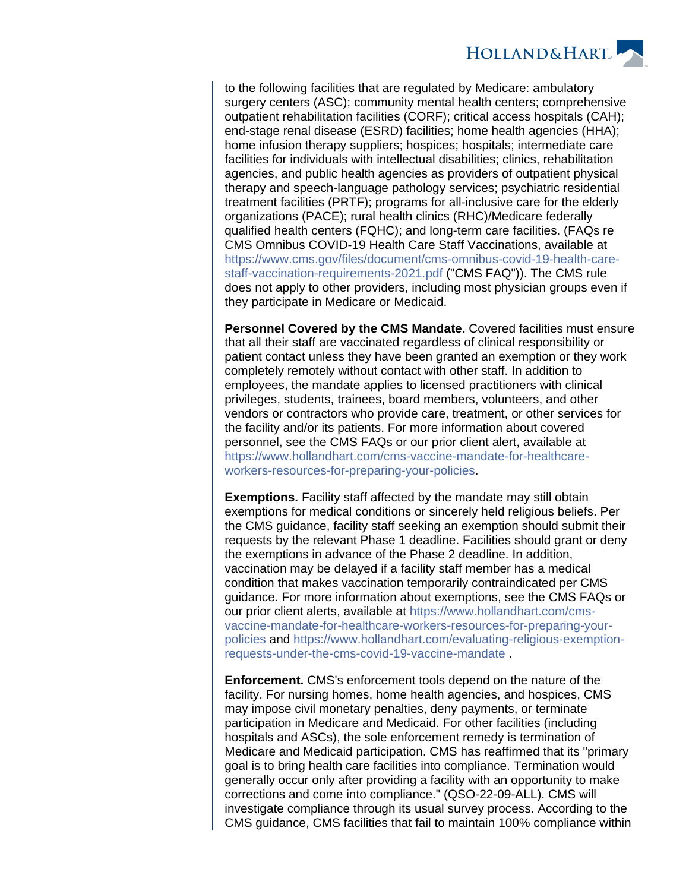to the following facilities that are regulated by Medicare: ambulatory surgery centers (ASC); community mental health centers; comprehensive outpatient rehabilitation facilities (CORF); critical access hospitals (CAH); end-stage renal disease (ESRD) facilities; home health agencies (HHA); home infusion therapy suppliers; hospices; hospitals; intermediate care facilities for individuals with intellectual disabilities; clinics, rehabilitation agencies, and public health agencies as providers of outpatient physical therapy and speech-language pathology services; psychiatric residential treatment facilities (PRTF); programs for all-inclusive care for the elderly organizations (PACE); rural health clinics (RHC)/Medicare federally qualified health centers (FQHC); and long-term care facilities. (FAQs re CMS Omnibus COVID-19 Health Care Staff Vaccinations, available at https://www.cms.gov/files/document/cms-omnibus-covid-19-health-care-staff-vaccination-requirements-2021.pdf ("CMS FAQ")). The CMS rule does not apply to other providers, including most physician groups even if they participate in Medicare or Medicaid.

**Personnel Covered by the CMS Mandate.** Covered facilities must ensure that all their staff are vaccinated regardless of clinical responsibility or patient contact unless they have been granted an exemption or they work completely remotely without contact with other staff. In addition to employees, the mandate applies to licensed practitioners with clinical privileges, students, trainees, board members, volunteers, and other vendors or contractors who provide care, treatment, or other services for the facility and/or its patients. For more information about covered personnel, see the CMS FAQs or our prior client alert, available at https://www.hollandhart.com/cms-vaccine-mandate-for-healthcare-workers-resources-for-preparing-your-policies.

**Exemptions.** Facility staff affected by the mandate may still obtain exemptions for medical conditions or sincerely held religious beliefs. Per the CMS guidance, facility staff seeking an exemption should submit their requests by the relevant Phase 1 deadline. Facilities should grant or deny the exemptions in advance of the Phase 2 deadline. In addition, vaccination may be delayed if a facility staff member has a medical condition that makes vaccination temporarily contraindicated per CMS guidance. For more information about exemptions, see the CMS FAQs or our prior client alerts, available at https://www.hollandhart.com/cms-vaccine-mandate-for-healthcare-workers-resources-for-preparing-your-policies and https://www.hollandhart.com/evaluating-religious-exemption-requests-under-the-cms-covid-19-vaccine-mandate .

**Enforcement.** CMS's enforcement tools depend on the nature of the facility. For nursing homes, home health agencies, and hospices, CMS may impose civil monetary penalties, deny payments, or terminate participation in Medicare and Medicaid. For other facilities (including hospitals and ASCs), the sole enforcement remedy is termination of Medicare and Medicaid participation. CMS has reaffirmed that its "primary goal is to bring health care facilities into compliance. Termination would generally occur only after providing a facility with an opportunity to make corrections and come into compliance." (QSO-22-09-ALL). CMS will investigate compliance through its usual survey process. According to the CMS guidance, CMS facilities that fail to maintain 100% compliance within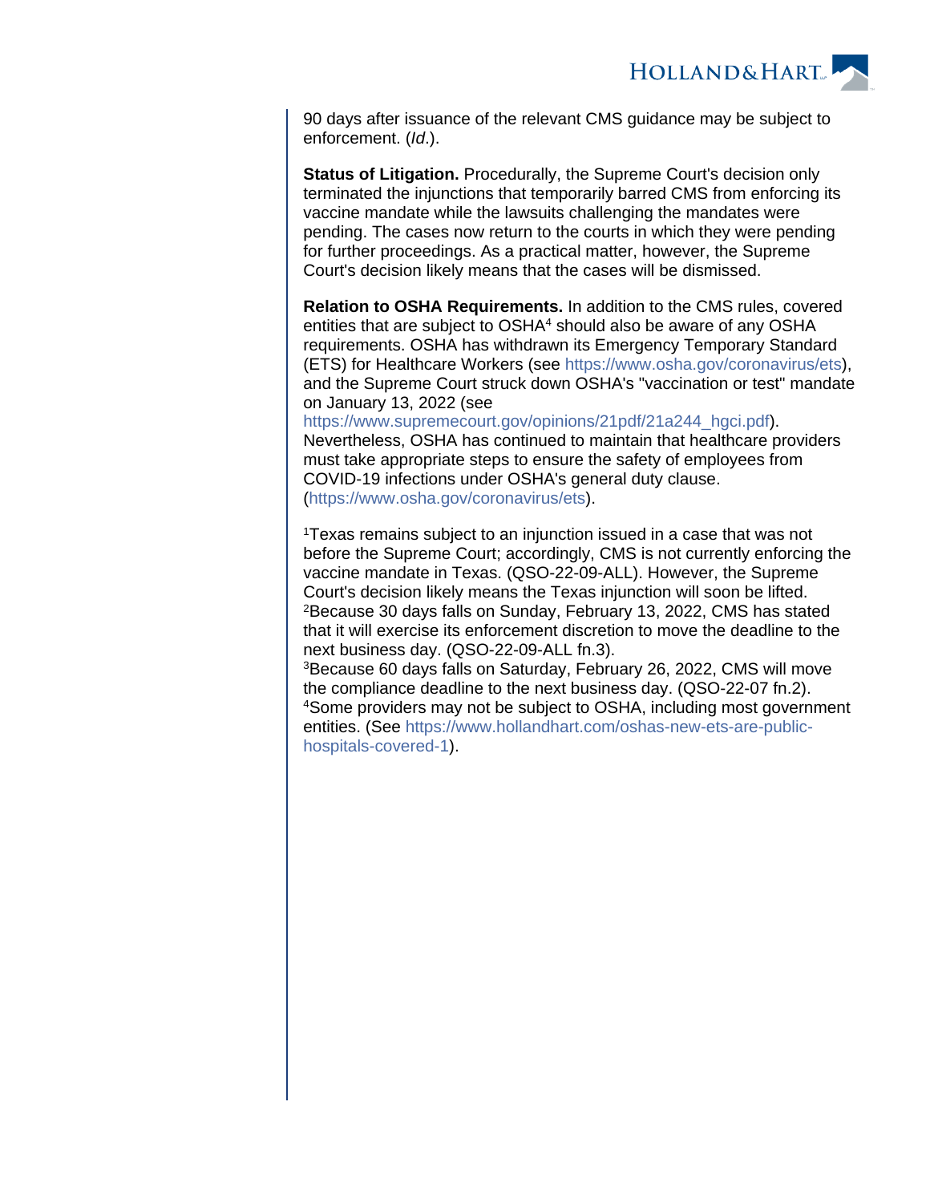90 days after issuance of the relevant CMS guidance may be subject to enforcement. (*Id.*).

**Status of Litigation.** Procedurally, the Supreme Court's decision only terminated the injunctions that temporarily barred CMS from enforcing its vaccine mandate while the lawsuits challenging the mandates were pending. The cases now return to the courts in which they were pending for further proceedings. As a practical matter, however, the Supreme Court's decision likely means that the cases will be dismissed.

**Relation to OSHA Requirements.** In addition to the CMS rules, covered entities that are subject to OSHA[4] should also be aware of any OSHA requirements. OSHA has withdrawn its Emergency Temporary Standard (ETS) for Healthcare Workers (see https://www.osha.gov/coronavirus/ets), and the Supreme Court struck down OSHA's "vaccination or test" mandate on January 13, 2022 (see https://www.supremecourt.gov/opinions/21pdf/21a244_hgci.pdf). Nevertheless, OSHA has continued to maintain that healthcare providers must take appropriate steps to ensure the safety of employees from COVID-19 infections under OSHA's general duty clause. (https://www.osha.gov/coronavirus/ets).

[1]Texas remains subject to an injunction issued in a case that was not before the Supreme Court; accordingly, CMS is not currently enforcing the vaccine mandate in Texas. (QSO-22-09-ALL). However, the Supreme Court's decision likely means the Texas injunction will soon be lifted.
[2]Because 30 days falls on Sunday, February 13, 2022, CMS has stated that it will exercise its enforcement discretion to move the deadline to the next business day. (QSO-22-09-ALL fn.3).
[3]Because 60 days falls on Saturday, February 26, 2022, CMS will move the compliance deadline to the next business day. (QSO-22-07 fn.2).
[4]Some providers may not be subject to OSHA, including most government entities. (See https://www.hollandhart.com/oshas-new-ets-are-public-hospitals-covered-1).